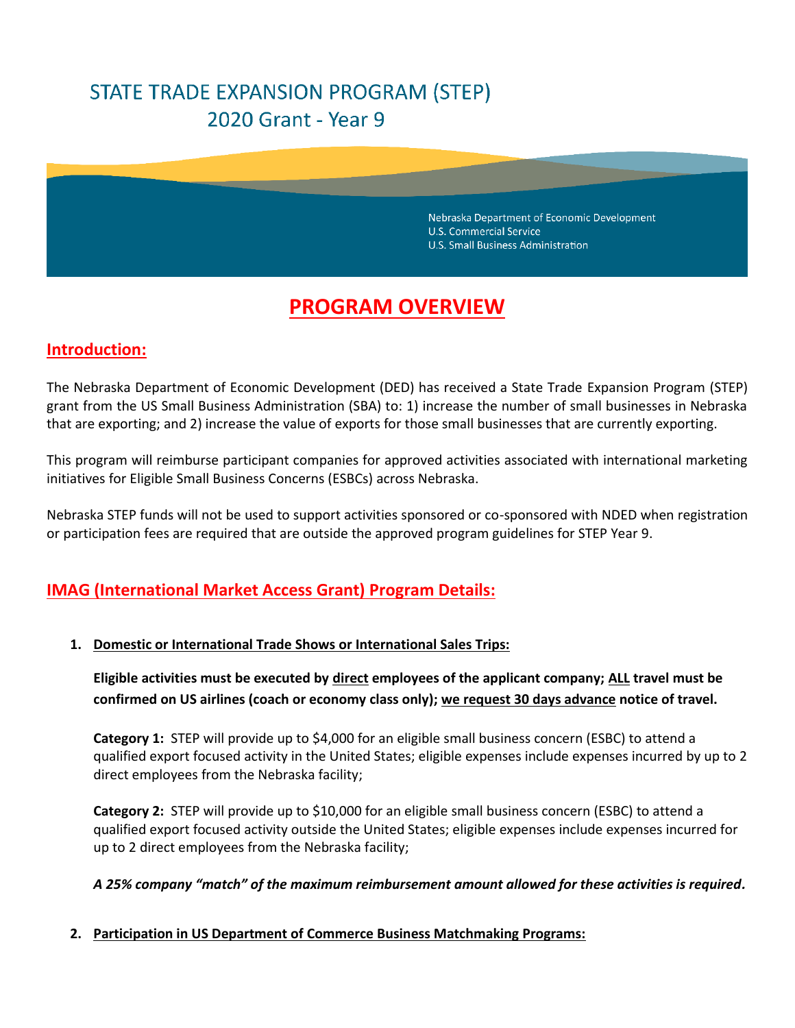# STATE TRADE EXPANSION PROGRAM (STEP)

## 2020 Grant - Year 9

Nebraska Department of Economic Development
U.S. Commercial Service
U.S. Small Business Administration

# PROGRAM OVERVIEW

## Introduction:

The Nebraska Department of Economic Development (DED) has received a State Trade Expansion Program (STEP) grant from the US Small Business Administration (SBA) to: 1) increase the number of small businesses in Nebraska that are exporting; and 2) increase the value of exports for those small businesses that are currently exporting.

This program will reimburse participant companies for approved activities associated with international marketing initiatives for Eligible Small Business Concerns (ESBCs) across Nebraska.

Nebraska STEP funds will not be used to support activities sponsored or co-sponsored with NDED when registration or participation fees are required that are outside the approved program guidelines for STEP Year 9.

## IMAG (International Market Access Grant) Program Details:

1. **Domestic or International Trade Shows or International Sales Trips:**

   **Eligible activities must be executed by direct employees of the applicant company; ALL travel must be confirmed on US airlines (coach or economy class only); we request 30 days advance notice of travel.**

   **Category 1:** STEP will provide up to $4,000 for an eligible small business concern (ESBC) to attend a qualified export focused activity in the United States; eligible expenses include expenses incurred by up to 2 direct employees from the Nebraska facility;

   **Category 2:** STEP will provide up to $10,000 for an eligible small business concern (ESBC) to attend a qualified export focused activity outside the United States; eligible expenses include expenses incurred for up to 2 direct employees from the Nebraska facility;

   ***A 25% company "match" of the maximum reimbursement amount allowed for these activities is required.***

2. **Participation in US Department of Commerce Business Matchmaking Programs:**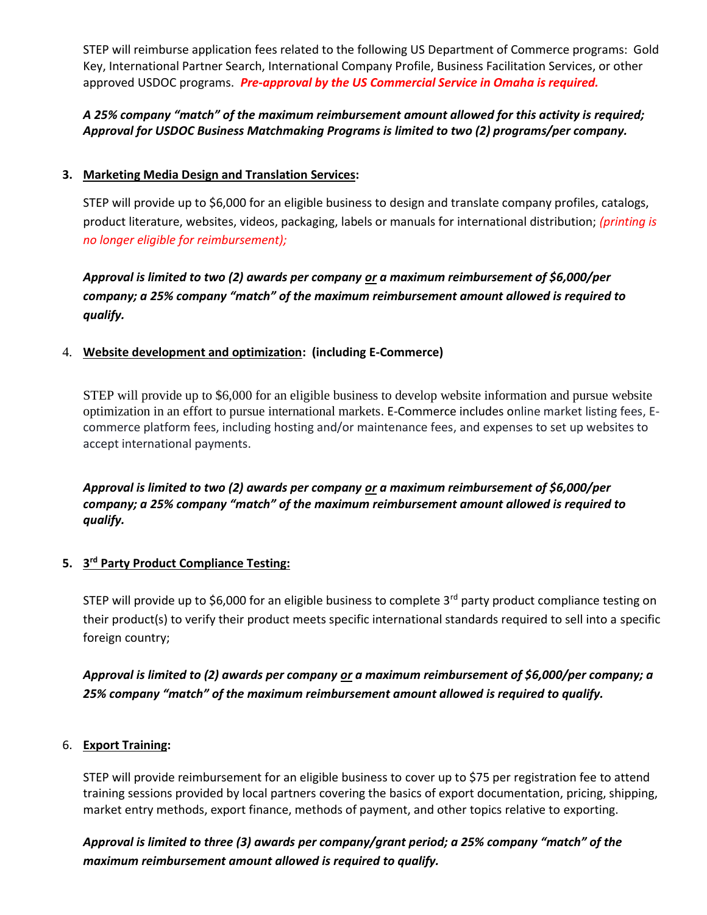STEP will reimburse application fees related to the following US Department of Commerce programs: Gold Key, International Partner Search, International Company Profile, Business Facilitation Services, or other approved USDOC programs. ***Pre-approval by the US Commercial Service in Omaha is required.***

***A 25% company "match" of the maximum reimbursement amount allowed for this activity is required; Approval for USDOC Business Matchmaking Programs is limited to two (2) programs/per company.***

3. **Marketing Media Design and Translation Services:**

   STEP will provide up to $6,000 for an eligible business to design and translate company profiles, catalogs, product literature, websites, videos, packaging, labels or manuals for international distribution; *(printing is no longer eligible for reimbursement);*

   ***Approval is limited to two (2) awards per company or a maximum reimbursement of $6,000/per company; a 25% company "match" of the maximum reimbursement amount allowed is required to qualify.***

4. **Website development and optimization: (including E-Commerce)**

   STEP will provide up to $6,000 for an eligible business to develop website information and pursue website optimization in an effort to pursue international markets. E-Commerce includes online market listing fees, E-commerce platform fees, including hosting and/or maintenance fees, and expenses to set up websites to accept international payments.

   ***Approval is limited to two (2) awards per company or a maximum reimbursement of $6,000/per company; a 25% company "match" of the maximum reimbursement amount allowed is required to qualify.***

5. **3rd Party Product Compliance Testing:**

   STEP will provide up to $6,000 for an eligible business to complete 3rd party product compliance testing on their product(s) to verify their product meets specific international standards required to sell into a specific foreign country;

   ***Approval is limited to (2) awards per company or a maximum reimbursement of $6,000/per company; a 25% company "match" of the maximum reimbursement amount allowed is required to qualify.***

6. **Export Training:**

   STEP will provide reimbursement for an eligible business to cover up to $75 per registration fee to attend training sessions provided by local partners covering the basics of export documentation, pricing, shipping, market entry methods, export finance, methods of payment, and other topics relative to exporting.

   ***Approval is limited to three (3) awards per company/grant period; a 25% company "match" of the maximum reimbursement amount allowed is required to qualify.***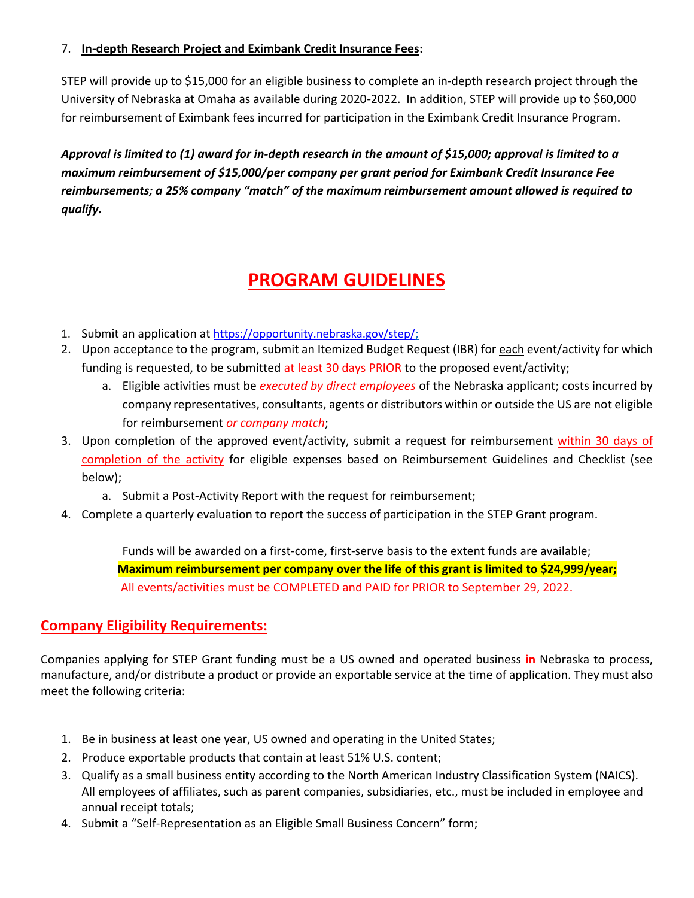7. **In-depth Research Project and Eximbank Credit Insurance Fees**:

STEP will provide up to $15,000 for an eligible business to complete an in-depth research project through the University of Nebraska at Omaha as available during 2020-2022. In addition, STEP will provide up to $60,000 for reimbursement of Eximbank fees incurred for participation in the Eximbank Credit Insurance Program.

***Approval is limited to (1) award for in-depth research in the amount of $15,000; approval is limited to a maximum reimbursement of $15,000/per company per grant period for Eximbank Credit Insurance Fee reimbursements; a 25% company "match" of the maximum reimbursement amount allowed is required to qualify.***

# PROGRAM GUIDELINES

1. Submit an application at https://opportunity.nebraska.gov/step/;
2. Upon acceptance to the program, submit an Itemized Budget Request (IBR) for each event/activity for which funding is requested, to be submitted at least 30 days PRIOR to the proposed event/activity;
   a. Eligible activities must be *executed by direct employees* of the Nebraska applicant; costs incurred by company representatives, consultants, agents or distributors within or outside the US are not eligible for reimbursement *or company match*;
3. Upon completion of the approved event/activity, submit a request for reimbursement within 30 days of completion of the activity for eligible expenses based on Reimbursement Guidelines and Checklist (see below);
   a. Submit a Post-Activity Report with the request for reimbursement;
4. Complete a quarterly evaluation to report the success of participation in the STEP Grant program.

Funds will be awarded on a first-come, first-serve basis to the extent funds are available;
**Maximum reimbursement per company over the life of this grant is limited to $24,999/year;**
All events/activities must be COMPLETED and PAID for PRIOR to September 29, 2022.

## Company Eligibility Requirements:

Companies applying for STEP Grant funding must be a US owned and operated business **in** Nebraska to process, manufacture, and/or distribute a product or provide an exportable service at the time of application. They must also meet the following criteria:

1. Be in business at least one year, US owned and operating in the United States;
2. Produce exportable products that contain at least 51% U.S. content;
3. Qualify as a small business entity according to the North American Industry Classification System (NAICS). All employees of affiliates, such as parent companies, subsidiaries, etc., must be included in employee and annual receipt totals;
4. Submit a "Self-Representation as an Eligible Small Business Concern" form;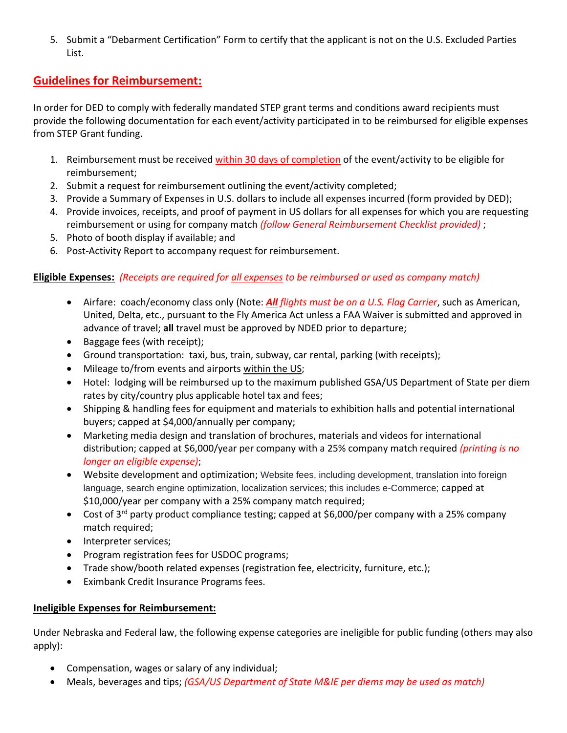5. Submit a "Debarment Certification" Form to certify that the applicant is not on the U.S. Excluded Parties List.

## Guidelines for Reimbursement:

In order for DED to comply with federally mandated STEP grant terms and conditions award recipients must provide the following documentation for each event/activity participated in to be reimbursed for eligible expenses from STEP Grant funding.

1. Reimbursement must be received within 30 days of completion of the event/activity to be eligible for reimbursement;
2. Submit a request for reimbursement outlining the event/activity completed;
3. Provide a Summary of Expenses in U.S. dollars to include all expenses incurred (form provided by DED);
4. Provide invoices, receipts, and proof of payment in US dollars for all expenses for which you are requesting reimbursement or using for company match *(follow General Reimbursement Checklist provided)* ;
5. Photo of booth display if available; and
6. Post-Activity Report to accompany request for reimbursement.

**Eligible Expenses:** *(Receipts are required for all expenses to be reimbursed or used as company match)*

- Airfare: coach/economy class only (Note: ***All*** *flights must be on a U.S. Flag Carrier*, such as American, United, Delta, etc., pursuant to the Fly America Act unless a FAA Waiver is submitted and approved in advance of travel; **all** travel must be approved by NDED prior to departure;
- Baggage fees (with receipt);
- Ground transportation: taxi, bus, train, subway, car rental, parking (with receipts);
- Mileage to/from events and airports within the US;
- Hotel: lodging will be reimbursed up to the maximum published GSA/US Department of State per diem rates by city/country plus applicable hotel tax and fees;
- Shipping & handling fees for equipment and materials to exhibition halls and potential international buyers; capped at $4,000/annually per company;
- Marketing media design and translation of brochures, materials and videos for international distribution; capped at $6,000/year per company with a 25% company match required *(printing is no longer an eligible expense)*;
- Website development and optimization; Website fees, including development, translation into foreign language, search engine optimization, localization services; this includes e-Commerce; capped at $10,000/year per company with a 25% company match required;
- Cost of 3rd party product compliance testing; capped at $6,000/per company with a 25% company match required;
- Interpreter services;
- Program registration fees for USDOC programs;
- Trade show/booth related expenses (registration fee, electricity, furniture, etc.);
- Eximbank Credit Insurance Programs fees.

**Ineligible Expenses for Reimbursement:**

Under Nebraska and Federal law, the following expense categories are ineligible for public funding (others may also apply):

- Compensation, wages or salary of any individual;
- Meals, beverages and tips; *(GSA/US Department of State M&IE per diems may be used as match)*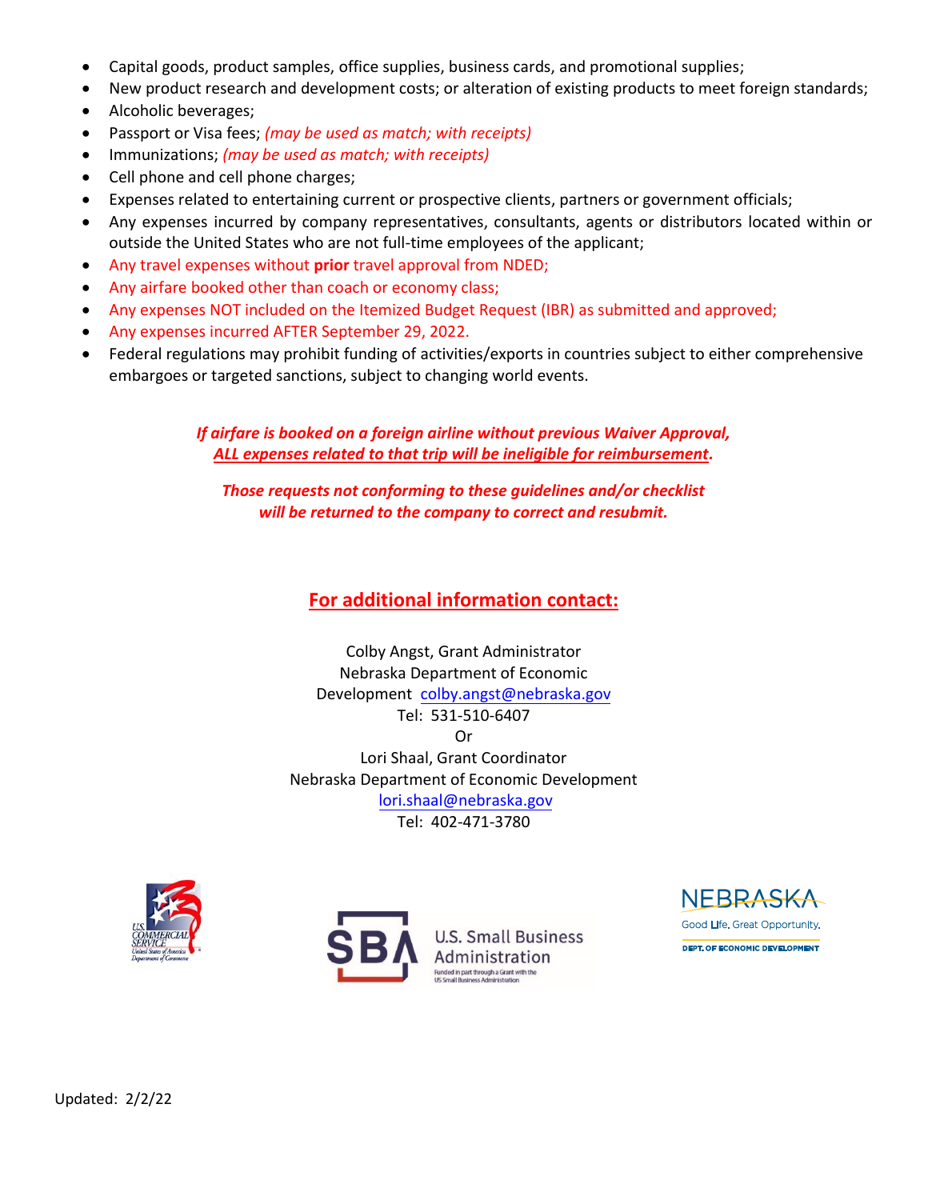- Capital goods, product samples, office supplies, business cards, and promotional supplies;
- New product research and development costs; or alteration of existing products to meet foreign standards;
- Alcoholic beverages;
- Passport or Visa fees; *(may be used as match; with receipts)*
- Immunizations; *(may be used as match; with receipts)*
- Cell phone and cell phone charges;
- Expenses related to entertaining current or prospective clients, partners or government officials;
- Any expenses incurred by company representatives, consultants, agents or distributors located within or outside the United States who are not full-time employees of the applicant;
- Any travel expenses without **prior** travel approval from NDED;
- Any airfare booked other than coach or economy class;
- Any expenses NOT included on the Itemized Budget Request (IBR) as submitted and approved;
- Any expenses incurred AFTER September 29, 2022.
- Federal regulations may prohibit funding of activities/exports in countries subject to either comprehensive embargoes or targeted sanctions, subject to changing world events.

***If airfare is booked on a foreign airline without previous Waiver Approval, ALL expenses related to that trip will be ineligible for reimbursement.***

***Those requests not conforming to these guidelines and/or checklist will be returned to the company to correct and resubmit.***

## For additional information contact:

Colby Angst, Grant Administrator
Nebraska Department of Economic Development colby.angst@nebraska.gov
Tel: 531-510-6407
Or
Lori Shaal, Grant Coordinator
Nebraska Department of Economic Development
lori.shaal@nebraska.gov
Tel: 402-471-3780

U.S. Commercial Service, United States of America Department of Commerce

SBA U.S. Small Business Administration
Funded in part through a Grant with the US Small Business Administration

NEBRASKA Good Life. Great Opportunity.
DEPT. OF ECONOMIC DEVELOPMENT

Updated: 2/2/22